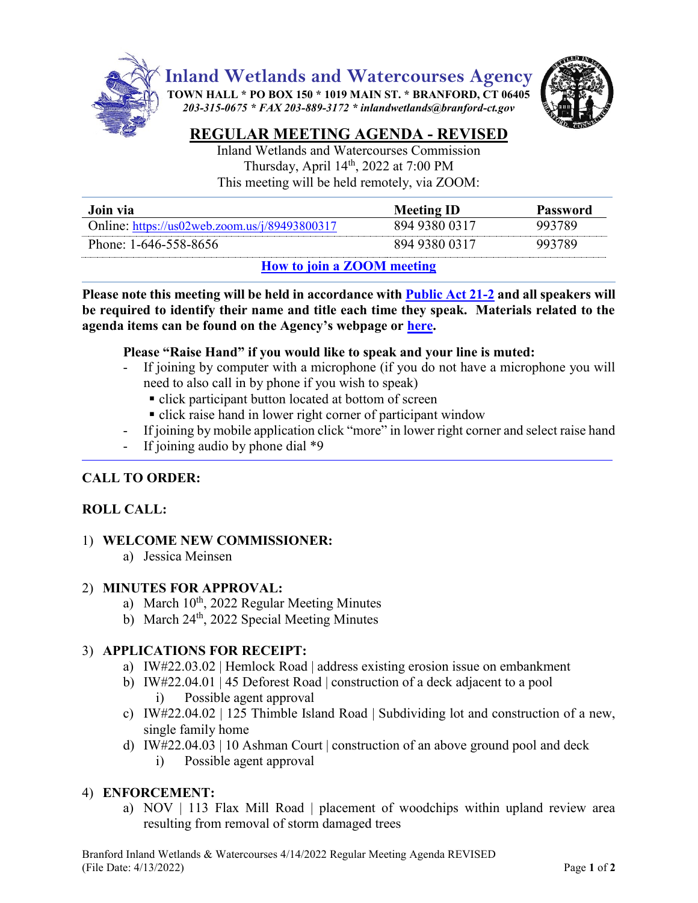# Inland Wetlands and Watercourses Agency

**TOWN HALL * PO BOX 150 * 1019 MAIN ST. * BRANFORD, CT 06405**

***203-315-0675 * FAX 203-889-3172 * inlandwetlands@branford-ct.gov***

## REGULAR MEETING AGENDA - REVISED

Inland Wetlands and Watercourses Commission
Thursday, April 14th, 2022 at 7:00 PM
This meeting will be held remotely, via ZOOM:

| Join via | Meeting ID | Password |
|---|---|---|
| Online: https://us02web.zoom.us/j/89493800317 | 894 9380 0317 | 993789 |
| Phone: 1-646-558-8656 | 894 9380 0317 | 993789 |

**How to join a ZOOM meeting**

**Please note this meeting will be held in accordance with Public Act 21-2 and all speakers will be required to identify their name and title each time they speak. Materials related to the agenda items can be found on the Agency's webpage or here.**

**Please "Raise Hand" if you would like to speak and your line is muted:**

- If joining by computer with a microphone (if you do not have a microphone you will need to also call in by phone if you wish to speak)
  - click participant button located at bottom of screen
  - click raise hand in lower right corner of participant window
- If joining by mobile application click "more" in lower right corner and select raise hand
- If joining audio by phone dial *9

**CALL TO ORDER:**

**ROLL CALL:**

1) **WELCOME NEW COMMISSIONER:**
   a) Jessica Meinsen

2) **MINUTES FOR APPROVAL:**
   a) March 10th, 2022 Regular Meeting Minutes
   b) March 24th, 2022 Special Meeting Minutes

3) **APPLICATIONS FOR RECEIPT:**
   a) IW#22.03.02 | Hemlock Road | address existing erosion issue on embankment
   b) IW#22.04.01 | 45 Deforest Road | construction of a deck adjacent to a pool
      i) Possible agent approval
   c) IW#22.04.02 | 125 Thimble Island Road | Subdividing lot and construction of a new, single family home
   d) IW#22.04.03 | 10 Ashman Court | construction of an above ground pool and deck
      i) Possible agent approval

4) **ENFORCEMENT:**
   a) NOV | 113 Flax Mill Road | placement of woodchips within upland review area resulting from removal of storm damaged trees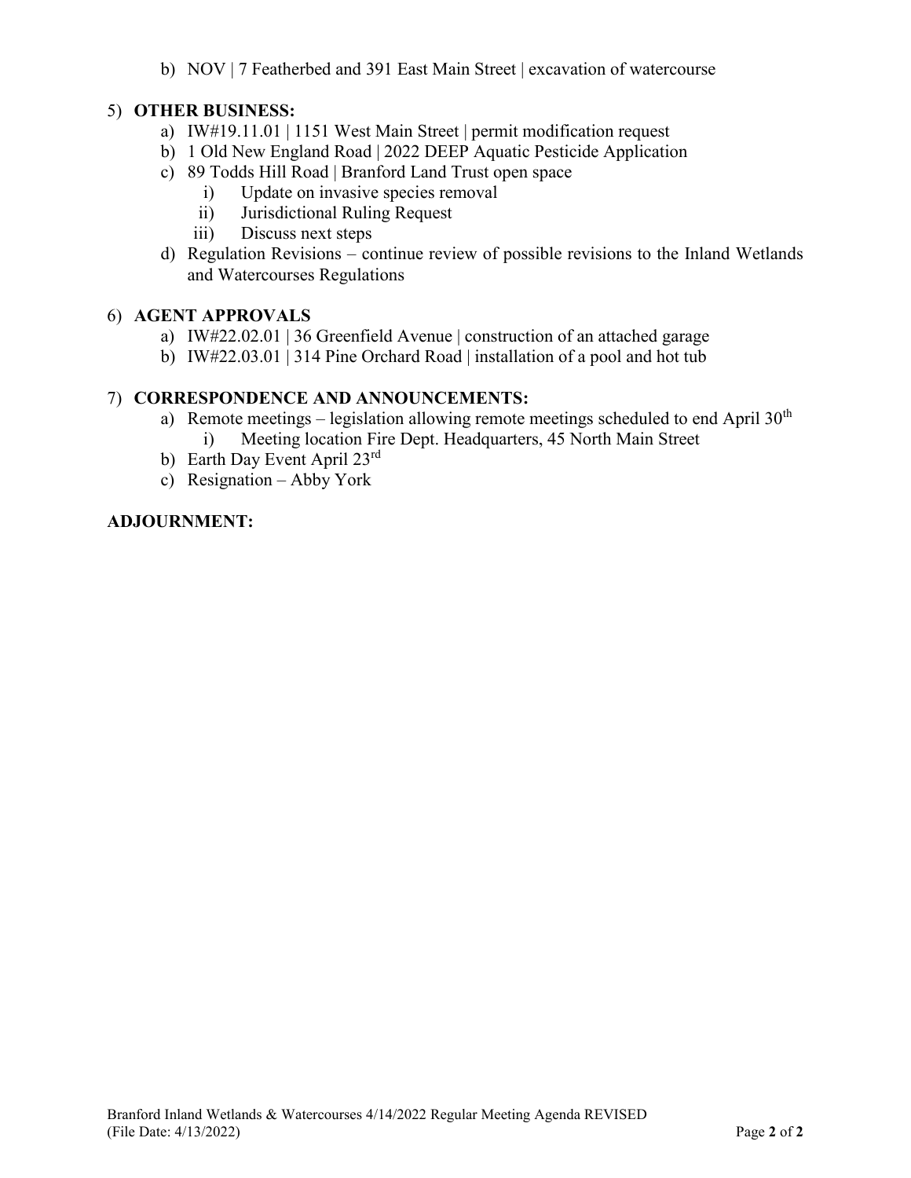b) NOV | 7 Featherbed and 391 East Main Street | excavation of watercourse

5) **OTHER BUSINESS:**
   a) IW#19.11.01 | 1151 West Main Street | permit modification request
   b) 1 Old New England Road | 2022 DEEP Aquatic Pesticide Application
   c) 89 Todds Hill Road | Branford Land Trust open space
      i) Update on invasive species removal
      ii) Jurisdictional Ruling Request
      iii) Discuss next steps
   d) Regulation Revisions – continue review of possible revisions to the Inland Wetlands and Watercourses Regulations

6) **AGENT APPROVALS**
   a) IW#22.02.01 | 36 Greenfield Avenue | construction of an attached garage
   b) IW#22.03.01 | 314 Pine Orchard Road | installation of a pool and hot tub

7) **CORRESPONDENCE AND ANNOUNCEMENTS:**
   a) Remote meetings – legislation allowing remote meetings scheduled to end April 30th
      i) Meeting location Fire Dept. Headquarters, 45 North Main Street
   b) Earth Day Event April 23rd
   c) Resignation – Abby York

**ADJOURNMENT:**

Branford Inland Wetlands & Watercourses 4/14/2022 Regular Meeting Agenda REVISED
(File Date: 4/13/2022)